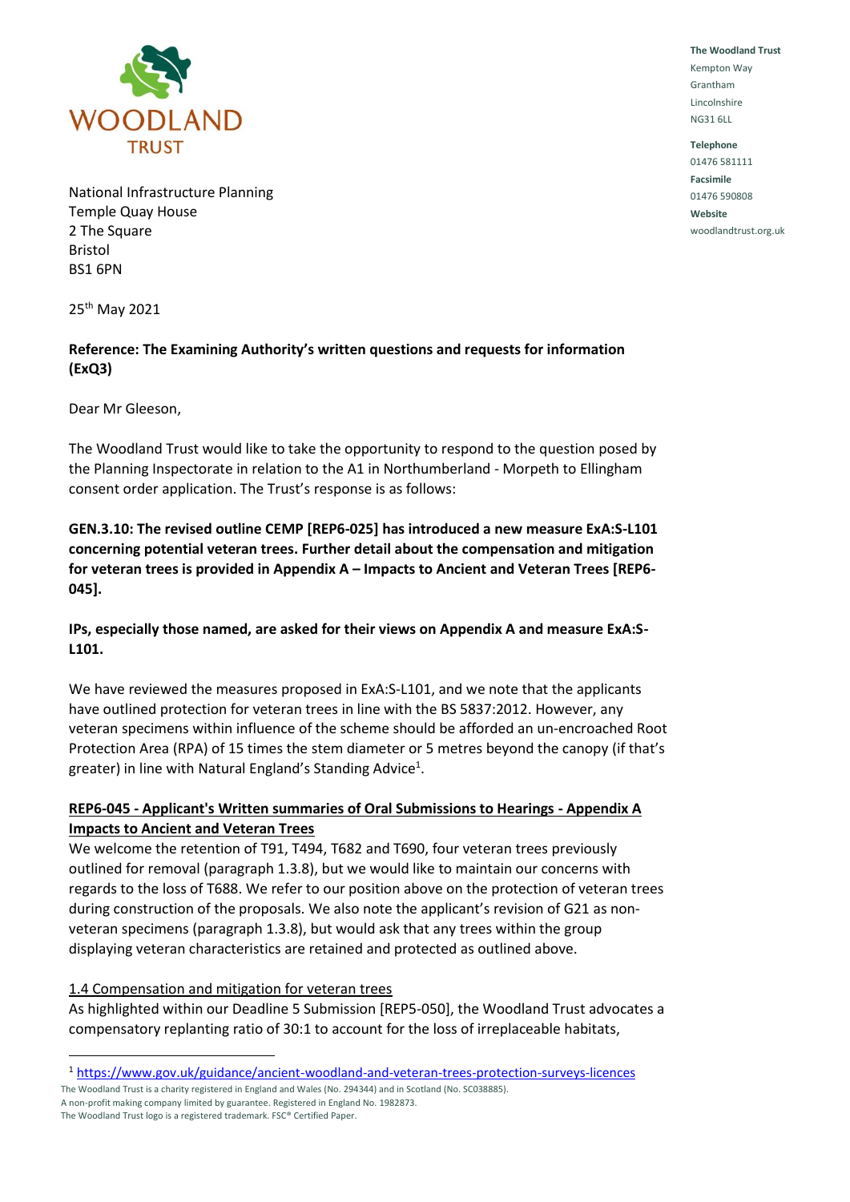**WOODLAND TRUST**

**The Woodland Trust**
Kempton Way
Grantham
Lincolnshire
NG31 6LL

**Telephone**
01476 581111
**Facsimile**
01476 590808
**Website**
woodlandtrust.org.uk

National Infrastructure Planning
Temple Quay House
2 The Square
Bristol
BS1 6PN

25th May 2021

**Reference: The Examining Authority's written questions and requests for information (ExQ3)**

Dear Mr Gleeson,

The Woodland Trust would like to take the opportunity to respond to the question posed by the Planning Inspectorate in relation to the A1 in Northumberland - Morpeth to Ellingham consent order application. The Trust's response is as follows:

**GEN.3.10: The revised outline CEMP [REP6-025] has introduced a new measure ExA:S-L101 concerning potential veteran trees. Further detail about the compensation and mitigation for veteran trees is provided in Appendix A – Impacts to Ancient and Veteran Trees [REP6-045].**

**IPs, especially those named, are asked for their views on Appendix A and measure ExA:S-L101.**

We have reviewed the measures proposed in ExA:S-L101, and we note that the applicants have outlined protection for veteran trees in line with the BS 5837:2012. However, any veteran specimens within influence of the scheme should be afforded an un-encroached Root Protection Area (RPA) of 15 times the stem diameter or 5 metres beyond the canopy (if that's greater) in line with Natural England's Standing Advice[1].

**REP6-045 - Applicant's Written summaries of Oral Submissions to Hearings - Appendix A Impacts to Ancient and Veteran Trees**

We welcome the retention of T91, T494, T682 and T690, four veteran trees previously outlined for removal (paragraph 1.3.8), but we would like to maintain our concerns with regards to the loss of T688. We refer to our position above on the protection of veteran trees during construction of the proposals. We also note the applicant's revision of G21 as non-veteran specimens (paragraph 1.3.8), but would ask that any trees within the group displaying veteran characteristics are retained and protected as outlined above.

1.4 Compensation and mitigation for veteran trees

As highlighted within our Deadline 5 Submission [REP5-050], the Woodland Trust advocates a compensatory replanting ratio of 30:1 to account for the loss of irreplaceable habitats,

[1] https://www.gov.uk/guidance/ancient-woodland-and-veteran-trees-protection-surveys-licences

The Woodland Trust is a charity registered in England and Wales (No. 294344) and in Scotland (No. SC038885).
A non-profit making company limited by guarantee. Registered in England No. 1982873.
The Woodland Trust logo is a registered trademark. FSC® Certified Paper.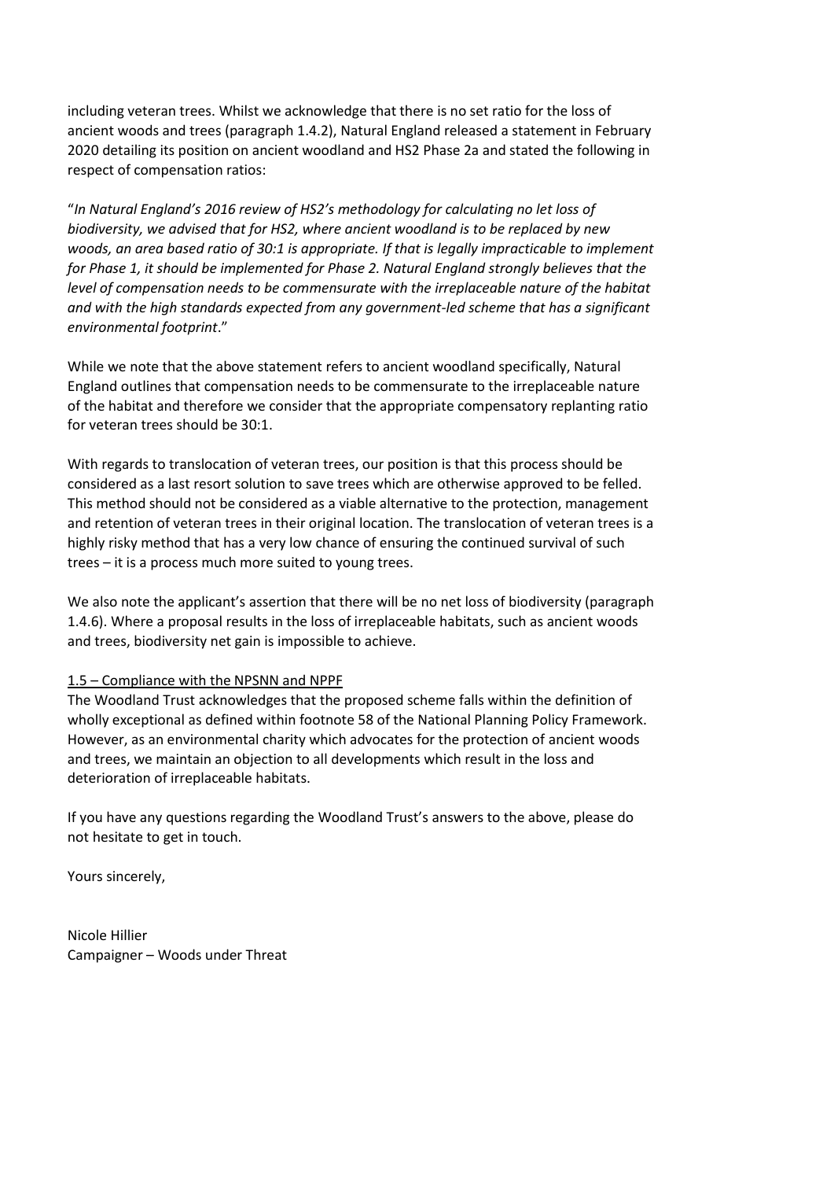including veteran trees. Whilst we acknowledge that there is no set ratio for the loss of ancient woods and trees (paragraph 1.4.2), Natural England released a statement in February 2020 detailing its position on ancient woodland and HS2 Phase 2a and stated the following in respect of compensation ratios:

"*In Natural England's 2016 review of HS2's methodology for calculating no let loss of biodiversity, we advised that for HS2, where ancient woodland is to be replaced by new woods, an area based ratio of 30:1 is appropriate. If that is legally impracticable to implement for Phase 1, it should be implemented for Phase 2. Natural England strongly believes that the level of compensation needs to be commensurate with the irreplaceable nature of the habitat and with the high standards expected from any government-led scheme that has a significant environmental footprint*."

While we note that the above statement refers to ancient woodland specifically, Natural England outlines that compensation needs to be commensurate to the irreplaceable nature of the habitat and therefore we consider that the appropriate compensatory replanting ratio for veteran trees should be 30:1.

With regards to translocation of veteran trees, our position is that this process should be considered as a last resort solution to save trees which are otherwise approved to be felled. This method should not be considered as a viable alternative to the protection, management and retention of veteran trees in their original location. The translocation of veteran trees is a highly risky method that has a very low chance of ensuring the continued survival of such trees – it is a process much more suited to young trees.

We also note the applicant's assertion that there will be no net loss of biodiversity (paragraph 1.4.6). Where a proposal results in the loss of irreplaceable habitats, such as ancient woods and trees, biodiversity net gain is impossible to achieve.

<u>1.5 – Compliance with the NPSNN and NPPF</u>

The Woodland Trust acknowledges that the proposed scheme falls within the definition of wholly exceptional as defined within footnote 58 of the National Planning Policy Framework. However, as an environmental charity which advocates for the protection of ancient woods and trees, we maintain an objection to all developments which result in the loss and deterioration of irreplaceable habitats.

If you have any questions regarding the Woodland Trust's answers to the above, please do not hesitate to get in touch.

Yours sincerely,

Nicole Hillier
Campaigner – Woods under Threat